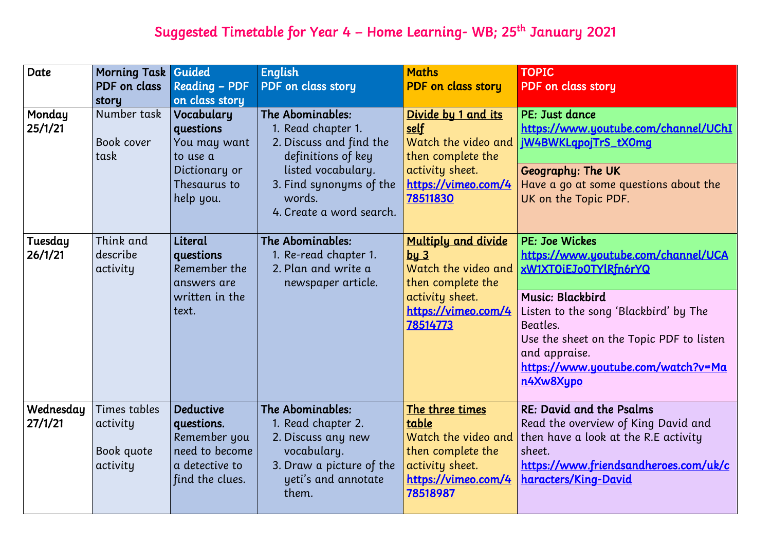# Suggested Timetable for Year 4 – Home Learning- WB; 25th January 2021

| Date | Morning Task PDF on class story | Guided Reading – PDF on class story | English PDF on class story | Maths PDF on class story | TOPIC PDF on class story |
|---|---|---|---|---|---|
| Monday 25/1/21 | Number task<br><br>Book cover task | **Vocabulary questions**<br>You may want to use a Dictionary or Thesaurus to help you. | **The Abominables:**<br>1. Read chapter 1.<br>2. Discuss and find the definitions of key listed vocabulary.<br>3. Find synonyms of the words.<br>4. Create a word search. | **Divide by 1 and its self**<br>Watch the video and then complete the activity sheet.<br>https://vimeo.com/478511830 | **PE: Just dance**<br>https://www.youtube.com/channel/UChIjW4BWKLqpojTrS_tX0mg<br><br>**Geography: The UK**<br>Have a go at some questions about the UK on the Topic PDF. |
| Tuesday 26/1/21 | Think and describe activity | **Literal questions**<br>Remember the answers are written in the text. | **The Abominables:**<br>1. Re-read chapter 1.<br>2. Plan and write a newspaper article. | **Multiply and divide by 3**<br>Watch the video and then complete the activity sheet.<br>https://vimeo.com/478514773 | **PE: Joe Wickes**<br>https://www.youtube.com/channel/UCAxW1XT0iEJo0TYlRfn6rYQ<br><br>**Music: Blackbird**<br>Listen to the song 'Blackbird' by The Beatles.<br>Use the sheet on the Topic PDF to listen and appraise.<br>https://www.youtube.com/watch?v=Man4Xw8Xypo |
| Wednesday 27/1/21 | Times tables activity<br><br>Book quote activity | **Deductive questions.**<br>Remember you need to become a detective to find the clues. | **The Abominables:**<br>1. Read chapter 2.<br>2. Discuss any new vocabulary.<br>3. Draw a picture of the yeti's and annotate them. | **The three times table**<br>Watch the video and then complete the activity sheet.<br>https://vimeo.com/478518987 | **RE: David and the Psalms**<br>Read the overview of King David and then have a look at the R.E activity sheet.<br>https://www.friendsandheroes.com/uk/characters/King-David |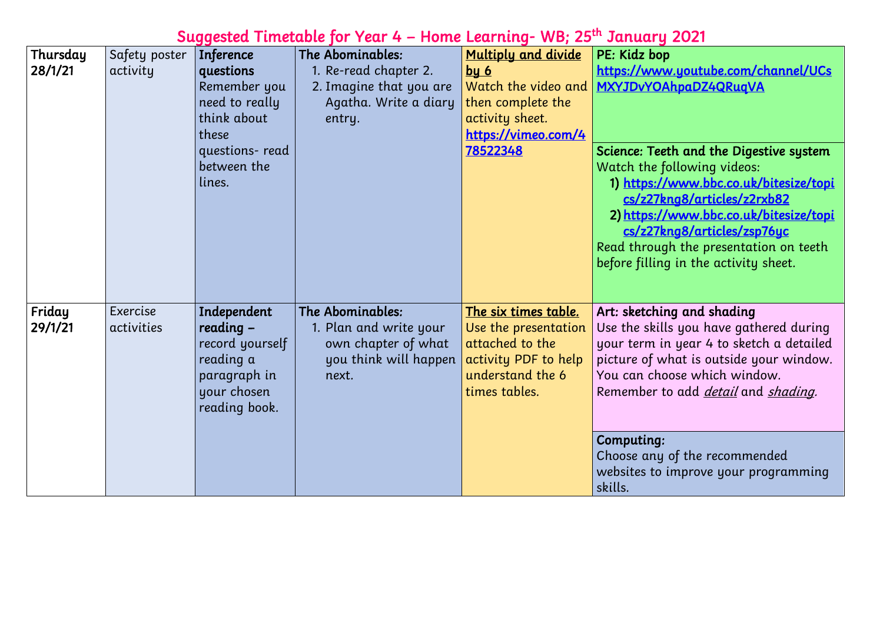# Suggested Timetable for Year 4 – Home Learning- WB; 25th January 2021

| | | | | | |
|---|---|---|---|---|---|
| **Thursday 28/1/21** | Safety poster activity | **Inference questions** Remember you need to really think about these questions- read between the lines. | **The Abominables:** 1. Re-read chapter 2. 2. Imagine that you are Agatha. Write a diary entry. | **Multiply and divide by 6** Watch the video and then complete the activity sheet. https://vimeo.com/478522348 | **PE: Kidz bop** https://www.youtube.com/channel/UCsMXYJDvYOAhpaDZ4QRuqVA |
| | | | | | **Science: Teeth and the Digestive system** Watch the following videos: 1) https://www.bbc.co.uk/bitesize/topics/z27kng8/articles/z2rxb82 2) https://www.bbc.co.uk/bitesize/topics/z27kng8/articles/zsp76yc Read through the presentation on teeth before filling in the activity sheet. |
| **Friday 29/1/21** | Exercise activities | **Independent reading –** record yourself reading a paragraph in your chosen reading book. | **The Abominables:** 1. Plan and write your own chapter of what you think will happen next. | **The six times table.** Use the presentation attached to the activity PDF to help understand the 6 times tables. | **Art: sketching and shading** Use the skills you have gathered during your term in year 4 to sketch a detailed picture of what is outside your window. You can choose which window. Remember to add *detail* and *shading*. |
| | | | | | **Computing:** Choose any of the recommended websites to improve your programming skills. |